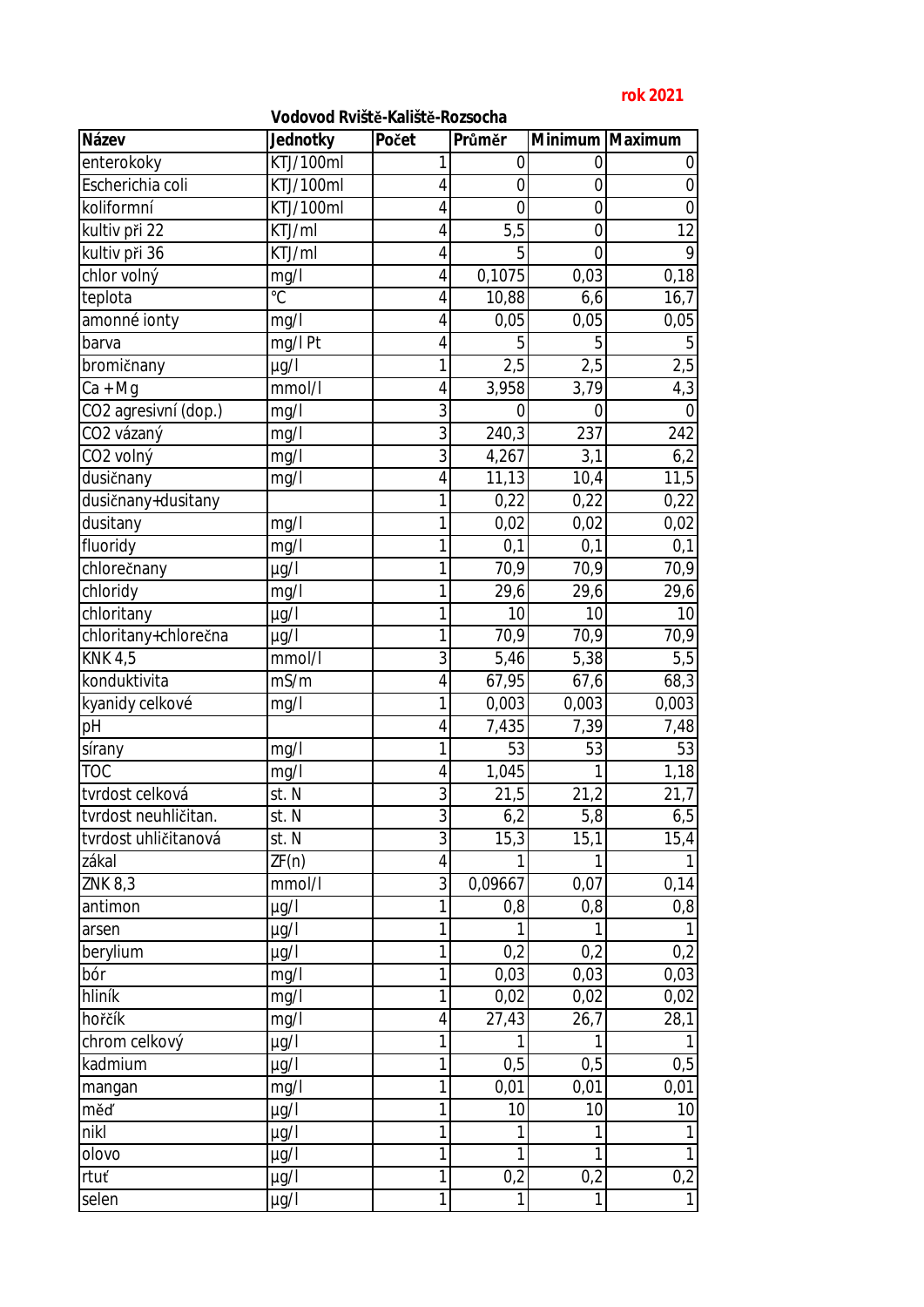**rok 2021**

**Vodovod Rviště-Kaliště-Rozsocha**

| Název | Jednotky | Počet | Průměr | Minimum | Maximum |
|---|---|---|---|---|---|
| enterokoky | KTJ/100ml | 1 | 0 | 0 | 0 |
| Escherichia coli | KTJ/100ml | 4 | 0 | 0 | 0 |
| koliformní | KTJ/100ml | 4 | 0 | 0 | 0 |
| kultiv při 22 | KTJ/ml | 4 | 5,5 | 0 | 12 |
| kultiv při 36 | KTJ/ml | 4 | 5 | 0 | 9 |
| chlor volný | mg/l | 4 | 0,1075 | 0,03 | 0,18 |
| teplota | °C | 4 | 10,88 | 6,6 | 16,7 |
| amonné ionty | mg/l | 4 | 0,05 | 0,05 | 0,05 |
| barva | mg/l Pt | 4 | 5 | 5 | 5 |
| bromičnany | µg/l | 1 | 2,5 | 2,5 | 2,5 |
| Ca + Mg | mmol/l | 4 | 3,958 | 3,79 | 4,3 |
| CO2 agresivní (dop.) | mg/l | 3 | 0 | 0 | 0 |
| CO2 vázaný | mg/l | 3 | 240,3 | 237 | 242 |
| CO2 volný | mg/l | 3 | 4,267 | 3,1 | 6,2 |
| dusičnany | mg/l | 4 | 11,13 | 10,4 | 11,5 |
| dusičnany+dusitany | | 1 | 0,22 | 0,22 | 0,22 |
| dusitany | mg/l | 1 | 0,02 | 0,02 | 0,02 |
| fluoridy | mg/l | 1 | 0,1 | 0,1 | 0,1 |
| chlorečnany | µg/l | 1 | 70,9 | 70,9 | 70,9 |
| chloridy | mg/l | 1 | 29,6 | 29,6 | 29,6 |
| chloritany | µg/l | 1 | 10 | 10 | 10 |
| chloritany+chlorečna | µg/l | 1 | 70,9 | 70,9 | 70,9 |
| KNK 4,5 | mmol/l | 3 | 5,46 | 5,38 | 5,5 |
| konduktivita | mS/m | 4 | 67,95 | 67,6 | 68,3 |
| kyanidy celkové | mg/l | 1 | 0,003 | 0,003 | 0,003 |
| pH | | 4 | 7,435 | 7,39 | 7,48 |
| sírany | mg/l | 1 | 53 | 53 | 53 |
| TOC | mg/l | 4 | 1,045 | 1 | 1,18 |
| tvrdost celková | st. N | 3 | 21,5 | 21,2 | 21,7 |
| tvrdost neuhličitan. | st. N | 3 | 6,2 | 5,8 | 6,5 |
| tvrdost uhličitanová | st. N | 3 | 15,3 | 15,1 | 15,4 |
| zákal | ZF(n) | 4 | 1 | 1 | 1 |
| ZNK 8,3 | mmol/l | 3 | 0,09667 | 0,07 | 0,14 |
| antimon | µg/l | 1 | 0,8 | 0,8 | 0,8 |
| arsen | µg/l | 1 | 1 | 1 | 1 |
| berylium | µg/l | 1 | 0,2 | 0,2 | 0,2 |
| bór | mg/l | 1 | 0,03 | 0,03 | 0,03 |
| hliník | mg/l | 1 | 0,02 | 0,02 | 0,02 |
| hořčík | mg/l | 4 | 27,43 | 26,7 | 28,1 |
| chrom celkový | µg/l | 1 | 1 | 1 | 1 |
| kadmium | µg/l | 1 | 0,5 | 0,5 | 0,5 |
| mangan | mg/l | 1 | 0,01 | 0,01 | 0,01 |
| měď | µg/l | 1 | 10 | 10 | 10 |
| nikl | µg/l | 1 | 1 | 1 | 1 |
| olovo | µg/l | 1 | 1 | 1 | 1 |
| rtuť | µg/l | 1 | 0,2 | 0,2 | 0,2 |
| selen | µg/l | 1 | 1 | 1 | 1 |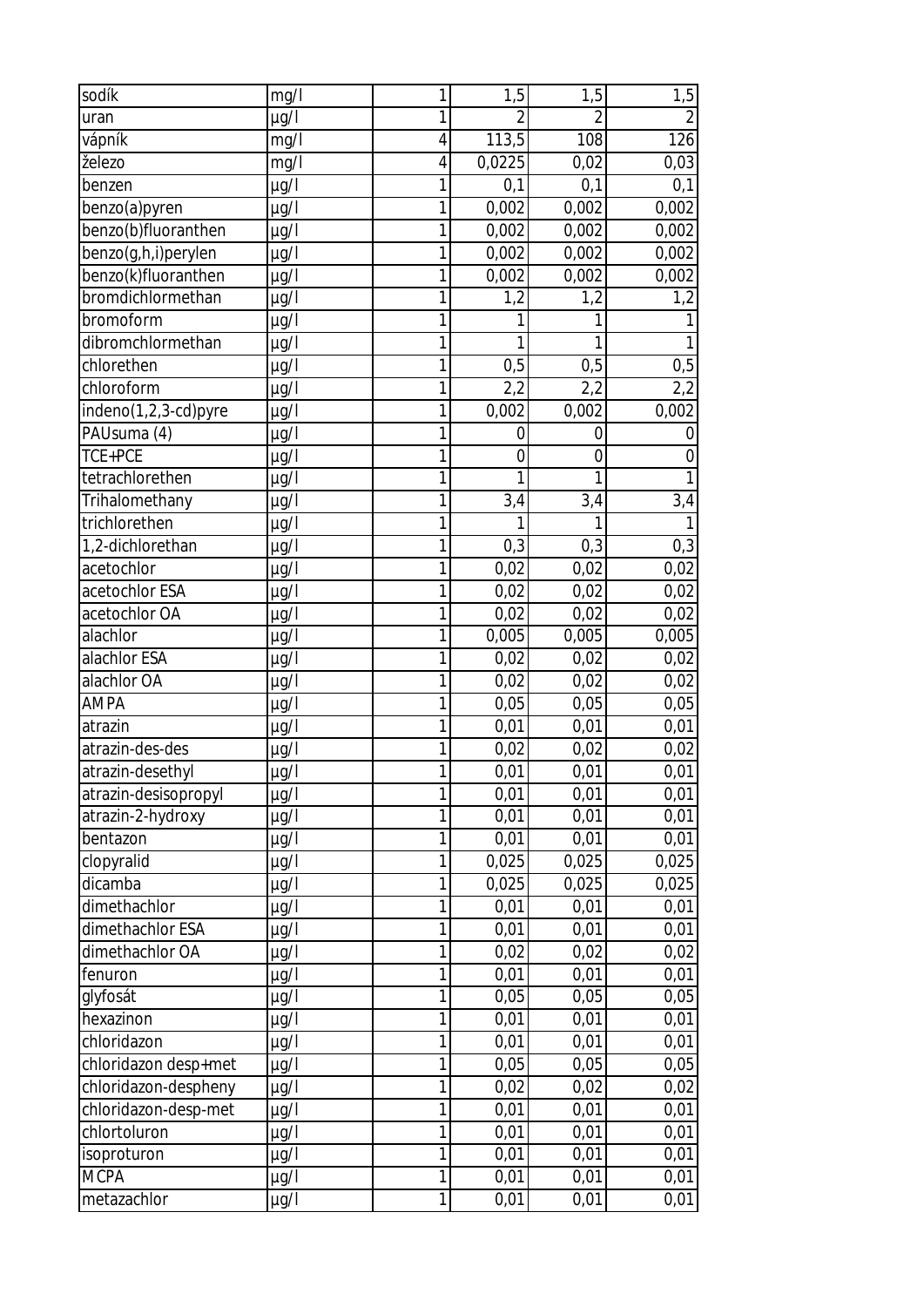| | | | | | |
|---|---|---|---|---|---|
| sodík | mg/l | 1 | 1,5 | 1,5 | 1,5 |
| uran | µg/l | 1 | 2 | 2 | 2 |
| vápník | mg/l | 4 | 113,5 | 108 | 126 |
| železo | mg/l | 4 | 0,0225 | 0,02 | 0,03 |
| benzen | µg/l | 1 | 0,1 | 0,1 | 0,1 |
| benzo(a)pyren | µg/l | 1 | 0,002 | 0,002 | 0,002 |
| benzo(b)fluoranthen | µg/l | 1 | 0,002 | 0,002 | 0,002 |
| benzo(g,h,i)perylen | µg/l | 1 | 0,002 | 0,002 | 0,002 |
| benzo(k)fluoranthen | µg/l | 1 | 0,002 | 0,002 | 0,002 |
| bromdichlormethan | µg/l | 1 | 1,2 | 1,2 | 1,2 |
| bromoform | µg/l | 1 | 1 | 1 | 1 |
| dibromchlormethan | µg/l | 1 | 1 | 1 | 1 |
| chlorethen | µg/l | 1 | 0,5 | 0,5 | 0,5 |
| chloroform | µg/l | 1 | 2,2 | 2,2 | 2,2 |
| indeno(1,2,3-cd)pyre | µg/l | 1 | 0,002 | 0,002 | 0,002 |
| PAUsuma (4) | µg/l | 1 | 0 | 0 | 0 |
| TCE+PCE | µg/l | 1 | 0 | 0 | 0 |
| tetrachlorethen | µg/l | 1 | 1 | 1 | 1 |
| Trihalomethany | µg/l | 1 | 3,4 | 3,4 | 3,4 |
| trichlorethen | µg/l | 1 | 1 | 1 | 1 |
| 1,2-dichlorethan | µg/l | 1 | 0,3 | 0,3 | 0,3 |
| acetochlor | µg/l | 1 | 0,02 | 0,02 | 0,02 |
| acetochlor ESA | µg/l | 1 | 0,02 | 0,02 | 0,02 |
| acetochlor OA | µg/l | 1 | 0,02 | 0,02 | 0,02 |
| alachlor | µg/l | 1 | 0,005 | 0,005 | 0,005 |
| alachlor ESA | µg/l | 1 | 0,02 | 0,02 | 0,02 |
| alachlor OA | µg/l | 1 | 0,02 | 0,02 | 0,02 |
| AMPA | µg/l | 1 | 0,05 | 0,05 | 0,05 |
| atrazin | µg/l | 1 | 0,01 | 0,01 | 0,01 |
| atrazin-des-des | µg/l | 1 | 0,02 | 0,02 | 0,02 |
| atrazin-desethyl | µg/l | 1 | 0,01 | 0,01 | 0,01 |
| atrazin-desisopropyl | µg/l | 1 | 0,01 | 0,01 | 0,01 |
| atrazin-2-hydroxy | µg/l | 1 | 0,01 | 0,01 | 0,01 |
| bentazon | µg/l | 1 | 0,01 | 0,01 | 0,01 |
| clopyralid | µg/l | 1 | 0,025 | 0,025 | 0,025 |
| dicamba | µg/l | 1 | 0,025 | 0,025 | 0,025 |
| dimethachlor | µg/l | 1 | 0,01 | 0,01 | 0,01 |
| dimethachlor ESA | µg/l | 1 | 0,01 | 0,01 | 0,01 |
| dimethachlor OA | µg/l | 1 | 0,02 | 0,02 | 0,02 |
| fenuron | µg/l | 1 | 0,01 | 0,01 | 0,01 |
| glyfosát | µg/l | 1 | 0,05 | 0,05 | 0,05 |
| hexazinon | µg/l | 1 | 0,01 | 0,01 | 0,01 |
| chloridazon | µg/l | 1 | 0,01 | 0,01 | 0,01 |
| chloridazon desp+met | µg/l | 1 | 0,05 | 0,05 | 0,05 |
| chloridazon-despheny | µg/l | 1 | 0,02 | 0,02 | 0,02 |
| chloridazon-desp-met | µg/l | 1 | 0,01 | 0,01 | 0,01 |
| chlortoluron | µg/l | 1 | 0,01 | 0,01 | 0,01 |
| isoproturon | µg/l | 1 | 0,01 | 0,01 | 0,01 |
| MCPA | µg/l | 1 | 0,01 | 0,01 | 0,01 |
| metazachlor | µg/l | 1 | 0,01 | 0,01 | 0,01 |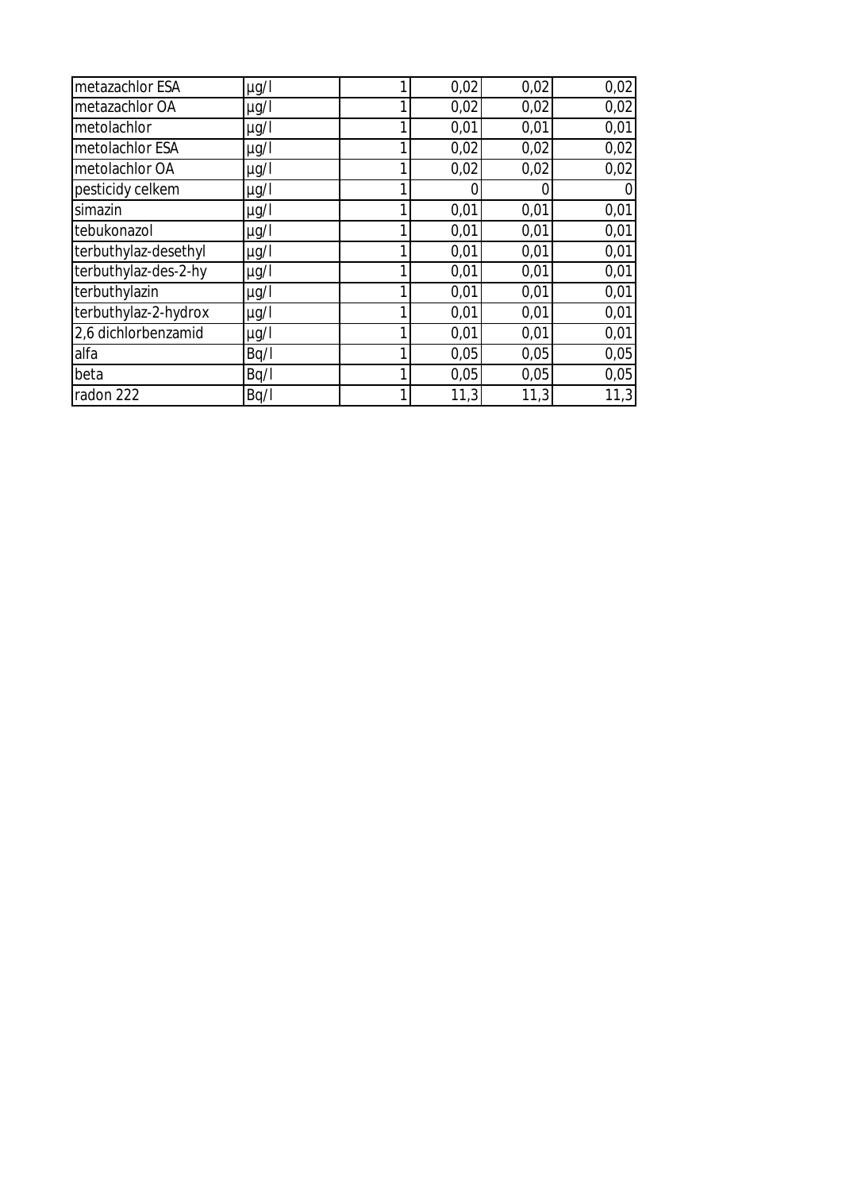| | | | | | |
|---|---|---|---|---|---|
| metazachlor ESA | µg/l | 1 | 0,02 | 0,02 | 0,02 |
| metazachlor OA | µg/l | 1 | 0,02 | 0,02 | 0,02 |
| metolachlor | µg/l | 1 | 0,01 | 0,01 | 0,01 |
| metolachlor ESA | µg/l | 1 | 0,02 | 0,02 | 0,02 |
| metolachlor OA | µg/l | 1 | 0,02 | 0,02 | 0,02 |
| pesticidy celkem | µg/l | 1 | 0 | 0 | 0 |
| simazin | µg/l | 1 | 0,01 | 0,01 | 0,01 |
| tebukonazol | µg/l | 1 | 0,01 | 0,01 | 0,01 |
| terbuthylaz-desethyl | µg/l | 1 | 0,01 | 0,01 | 0,01 |
| terbuthylaz-des-2-hy | µg/l | 1 | 0,01 | 0,01 | 0,01 |
| terbuthylazin | µg/l | 1 | 0,01 | 0,01 | 0,01 |
| terbuthylaz-2-hydrox | µg/l | 1 | 0,01 | 0,01 | 0,01 |
| 2,6 dichlorbenzamid | µg/l | 1 | 0,01 | 0,01 | 0,01 |
| alfa | Bq/l | 1 | 0,05 | 0,05 | 0,05 |
| beta | Bq/l | 1 | 0,05 | 0,05 | 0,05 |
| radon 222 | Bq/l | 1 | 11,3 | 11,3 | 11,3 |